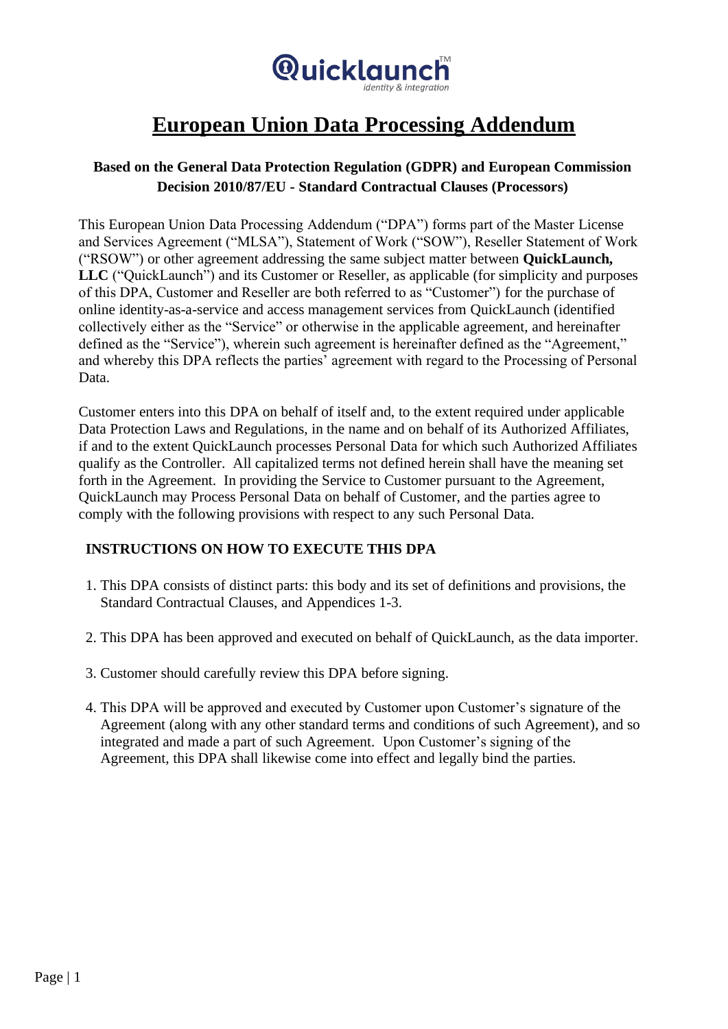# European Union Data Processing Addendum

**Based on the General Data Protection Regulation (GDPR) and European Commission Decision 2010/87/EU - Standard Contractual Clauses (Processors)**

This European Union Data Processing Addendum ("DPA") forms part of the Master License and Services Agreement ("MLSA"), Statement of Work ("SOW"), Reseller Statement of Work ("RSOW") or other agreement addressing the same subject matter between **QuickLaunch, LLC** ("QuickLaunch") and its Customer or Reseller, as applicable (for simplicity and purposes of this DPA, Customer and Reseller are both referred to as "Customer") for the purchase of online identity-as-a-service and access management services from QuickLaunch (identified collectively either as the "Service" or otherwise in the applicable agreement, and hereinafter defined as the "Service"), wherein such agreement is hereinafter defined as the "Agreement," and whereby this DPA reflects the parties' agreement with regard to the Processing of Personal Data.

Customer enters into this DPA on behalf of itself and, to the extent required under applicable Data Protection Laws and Regulations, in the name and on behalf of its Authorized Affiliates, if and to the extent QuickLaunch processes Personal Data for which such Authorized Affiliates qualify as the Controller. All capitalized terms not defined herein shall have the meaning set forth in the Agreement. In providing the Service to Customer pursuant to the Agreement, QuickLaunch may Process Personal Data on behalf of Customer, and the parties agree to comply with the following provisions with respect to any such Personal Data.

## INSTRUCTIONS ON HOW TO EXECUTE THIS DPA

1. This DPA consists of distinct parts: this body and its set of definitions and provisions, the Standard Contractual Clauses, and Appendices 1-3.

2. This DPA has been approved and executed on behalf of QuickLaunch, as the data importer.

3. Customer should carefully review this DPA before signing.

4. This DPA will be approved and executed by Customer upon Customer's signature of the Agreement (along with any other standard terms and conditions of such Agreement), and so integrated and made a part of such Agreement. Upon Customer's signing of the Agreement, this DPA shall likewise come into effect and legally bind the parties.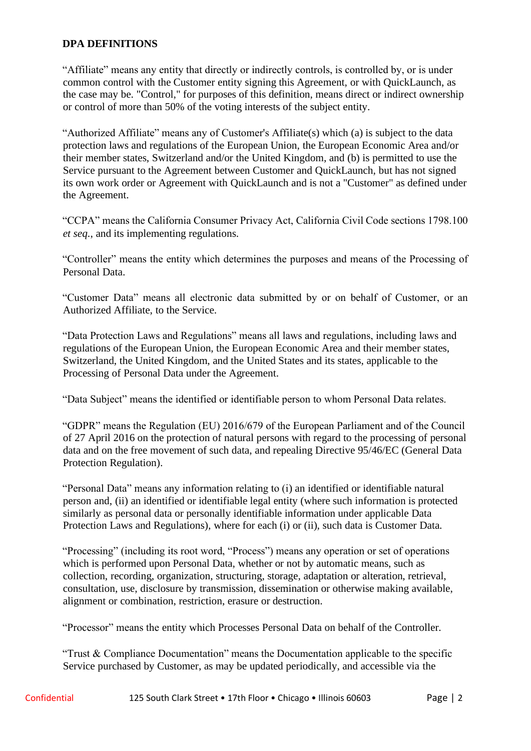**DPA DEFINITIONS**

"Affiliate" means any entity that directly or indirectly controls, is controlled by, or is under common control with the Customer entity signing this Agreement, or with QuickLaunch, as the case may be. "Control," for purposes of this definition, means direct or indirect ownership or control of more than 50% of the voting interests of the subject entity.

"Authorized Affiliate" means any of Customer's Affiliate(s) which (a) is subject to the data protection laws and regulations of the European Union, the European Economic Area and/or their member states, Switzerland and/or the United Kingdom, and (b) is permitted to use the Service pursuant to the Agreement between Customer and QuickLaunch, but has not signed its own work order or Agreement with QuickLaunch and is not a "Customer" as defined under the Agreement.

"CCPA" means the California Consumer Privacy Act, California Civil Code sections 1798.100 *et seq.*, and its implementing regulations.

"Controller" means the entity which determines the purposes and means of the Processing of Personal Data.

"Customer Data" means all electronic data submitted by or on behalf of Customer, or an Authorized Affiliate, to the Service.

"Data Protection Laws and Regulations" means all laws and regulations, including laws and regulations of the European Union, the European Economic Area and their member states, Switzerland, the United Kingdom, and the United States and its states, applicable to the Processing of Personal Data under the Agreement.

"Data Subject" means the identified or identifiable person to whom Personal Data relates.

"GDPR" means the Regulation (EU) 2016/679 of the European Parliament and of the Council of 27 April 2016 on the protection of natural persons with regard to the processing of personal data and on the free movement of such data, and repealing Directive 95/46/EC (General Data Protection Regulation).

"Personal Data" means any information relating to (i) an identified or identifiable natural person and, (ii) an identified or identifiable legal entity (where such information is protected similarly as personal data or personally identifiable information under applicable Data Protection Laws and Regulations), where for each (i) or (ii), such data is Customer Data.

"Processing" (including its root word, "Process") means any operation or set of operations which is performed upon Personal Data, whether or not by automatic means, such as collection, recording, organization, structuring, storage, adaptation or alteration, retrieval, consultation, use, disclosure by transmission, dissemination or otherwise making available, alignment or combination, restriction, erasure or destruction.

"Processor" means the entity which Processes Personal Data on behalf of the Controller.

"Trust & Compliance Documentation" means the Documentation applicable to the specific Service purchased by Customer, as may be updated periodically, and accessible via the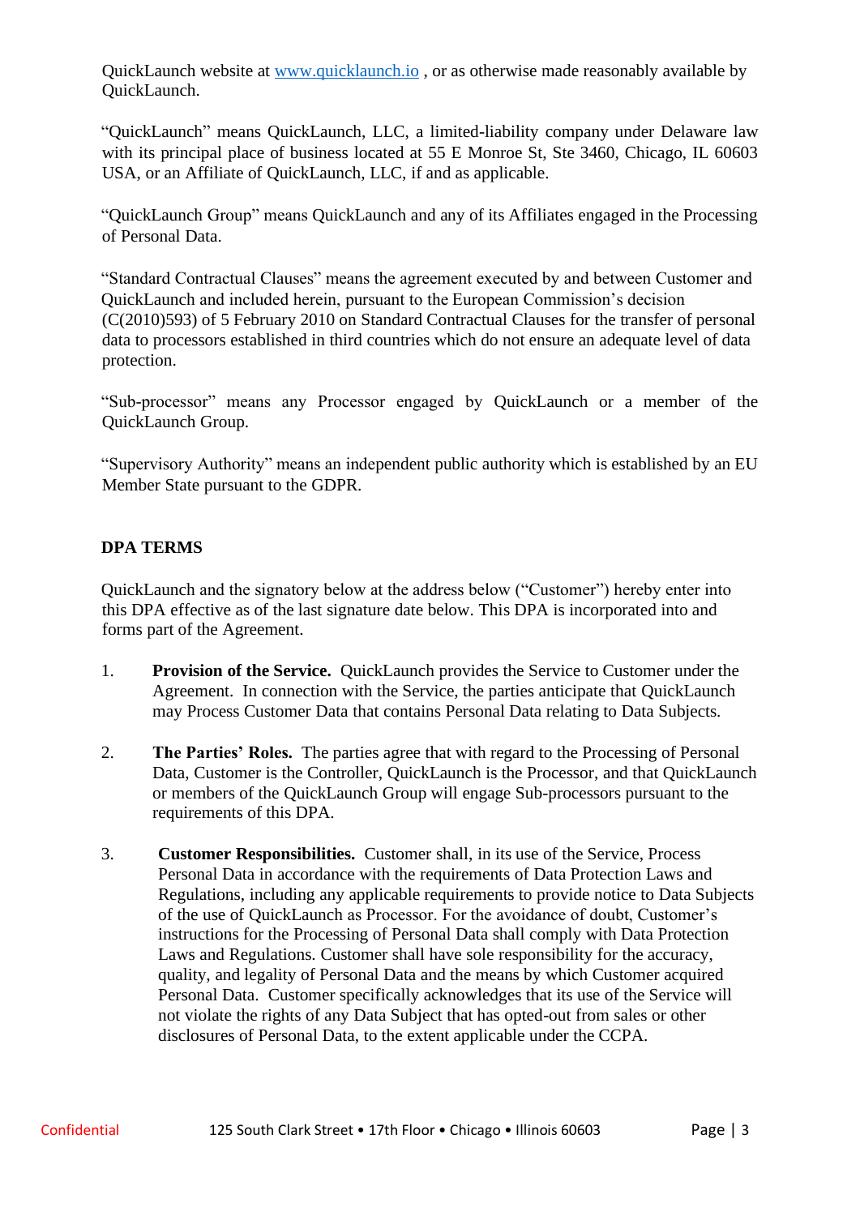QuickLaunch website at www.quicklaunch.io , or as otherwise made reasonably available by QuickLaunch.

"QuickLaunch" means QuickLaunch, LLC, a limited-liability company under Delaware law with its principal place of business located at 55 E Monroe St, Ste 3460, Chicago, IL 60603 USA, or an Affiliate of QuickLaunch, LLC, if and as applicable.

"QuickLaunch Group" means QuickLaunch and any of its Affiliates engaged in the Processing of Personal Data.

"Standard Contractual Clauses" means the agreement executed by and between Customer and QuickLaunch and included herein, pursuant to the European Commission's decision (C(2010)593) of 5 February 2010 on Standard Contractual Clauses for the transfer of personal data to processors established in third countries which do not ensure an adequate level of data protection.

"Sub-processor" means any Processor engaged by QuickLaunch or a member of the QuickLaunch Group.

"Supervisory Authority" means an independent public authority which is established by an EU Member State pursuant to the GDPR.

## DPA TERMS

QuickLaunch and the signatory below at the address below ("Customer") hereby enter into this DPA effective as of the last signature date below. This DPA is incorporated into and forms part of the Agreement.

1. **Provision of the Service.** QuickLaunch provides the Service to Customer under the Agreement. In connection with the Service, the parties anticipate that QuickLaunch may Process Customer Data that contains Personal Data relating to Data Subjects.

2. **The Parties' Roles.** The parties agree that with regard to the Processing of Personal Data, Customer is the Controller, QuickLaunch is the Processor, and that QuickLaunch or members of the QuickLaunch Group will engage Sub-processors pursuant to the requirements of this DPA.

3. **Customer Responsibilities.** Customer shall, in its use of the Service, Process Personal Data in accordance with the requirements of Data Protection Laws and Regulations, including any applicable requirements to provide notice to Data Subjects of the use of QuickLaunch as Processor. For the avoidance of doubt, Customer's instructions for the Processing of Personal Data shall comply with Data Protection Laws and Regulations. Customer shall have sole responsibility for the accuracy, quality, and legality of Personal Data and the means by which Customer acquired Personal Data. Customer specifically acknowledges that its use of the Service will not violate the rights of any Data Subject that has opted-out from sales or other disclosures of Personal Data, to the extent applicable under the CCPA.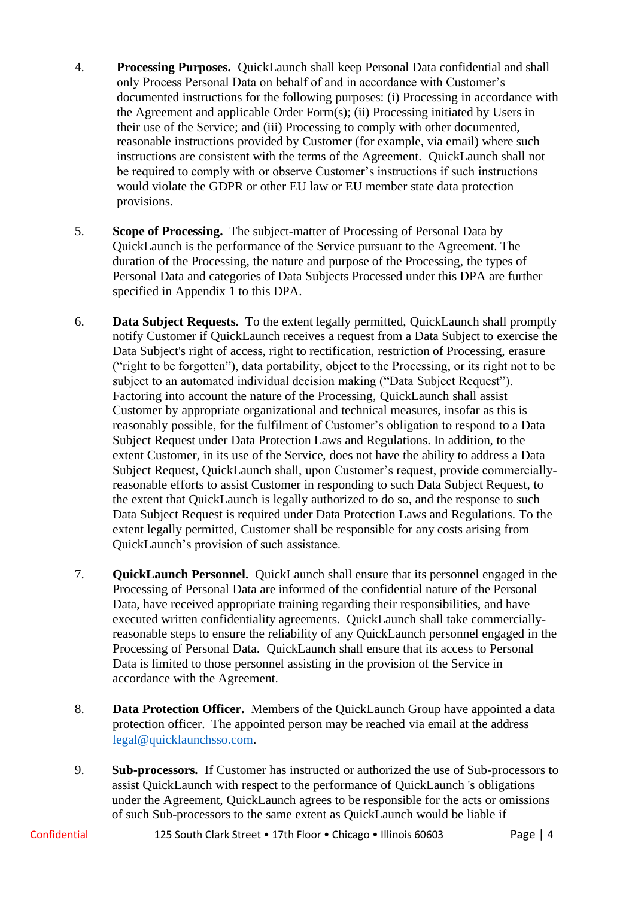4. **Processing Purposes.** QuickLaunch shall keep Personal Data confidential and shall only Process Personal Data on behalf of and in accordance with Customer's documented instructions for the following purposes: (i) Processing in accordance with the Agreement and applicable Order Form(s); (ii) Processing initiated by Users in their use of the Service; and (iii) Processing to comply with other documented, reasonable instructions provided by Customer (for example, via email) where such instructions are consistent with the terms of the Agreement. QuickLaunch shall not be required to comply with or observe Customer's instructions if such instructions would violate the GDPR or other EU law or EU member state data protection provisions.

5. **Scope of Processing.** The subject-matter of Processing of Personal Data by QuickLaunch is the performance of the Service pursuant to the Agreement. The duration of the Processing, the nature and purpose of the Processing, the types of Personal Data and categories of Data Subjects Processed under this DPA are further specified in Appendix 1 to this DPA.

6. **Data Subject Requests.** To the extent legally permitted, QuickLaunch shall promptly notify Customer if QuickLaunch receives a request from a Data Subject to exercise the Data Subject's right of access, right to rectification, restriction of Processing, erasure ("right to be forgotten"), data portability, object to the Processing, or its right not to be subject to an automated individual decision making ("Data Subject Request"). Factoring into account the nature of the Processing, QuickLaunch shall assist Customer by appropriate organizational and technical measures, insofar as this is reasonably possible, for the fulfilment of Customer's obligation to respond to a Data Subject Request under Data Protection Laws and Regulations. In addition, to the extent Customer, in its use of the Service, does not have the ability to address a Data Subject Request, QuickLaunch shall, upon Customer's request, provide commercially-reasonable efforts to assist Customer in responding to such Data Subject Request, to the extent that QuickLaunch is legally authorized to do so, and the response to such Data Subject Request is required under Data Protection Laws and Regulations. To the extent legally permitted, Customer shall be responsible for any costs arising from QuickLaunch's provision of such assistance.

7. **QuickLaunch Personnel.** QuickLaunch shall ensure that its personnel engaged in the Processing of Personal Data are informed of the confidential nature of the Personal Data, have received appropriate training regarding their responsibilities, and have executed written confidentiality agreements. QuickLaunch shall take commercially-reasonable steps to ensure the reliability of any QuickLaunch personnel engaged in the Processing of Personal Data. QuickLaunch shall ensure that its access to Personal Data is limited to those personnel assisting in the provision of the Service in accordance with the Agreement.

8. **Data Protection Officer.** Members of the QuickLaunch Group have appointed a data protection officer. The appointed person may be reached via email at the address [legal@quicklaunchsso.com](mailto:legal@quicklaunchsso.com).

9. **Sub-processors.** If Customer has instructed or authorized the use of Sub-processors to assist QuickLaunch with respect to the performance of QuickLaunch 's obligations under the Agreement, QuickLaunch agrees to be responsible for the acts or omissions of such Sub-processors to the same extent as QuickLaunch would be liable if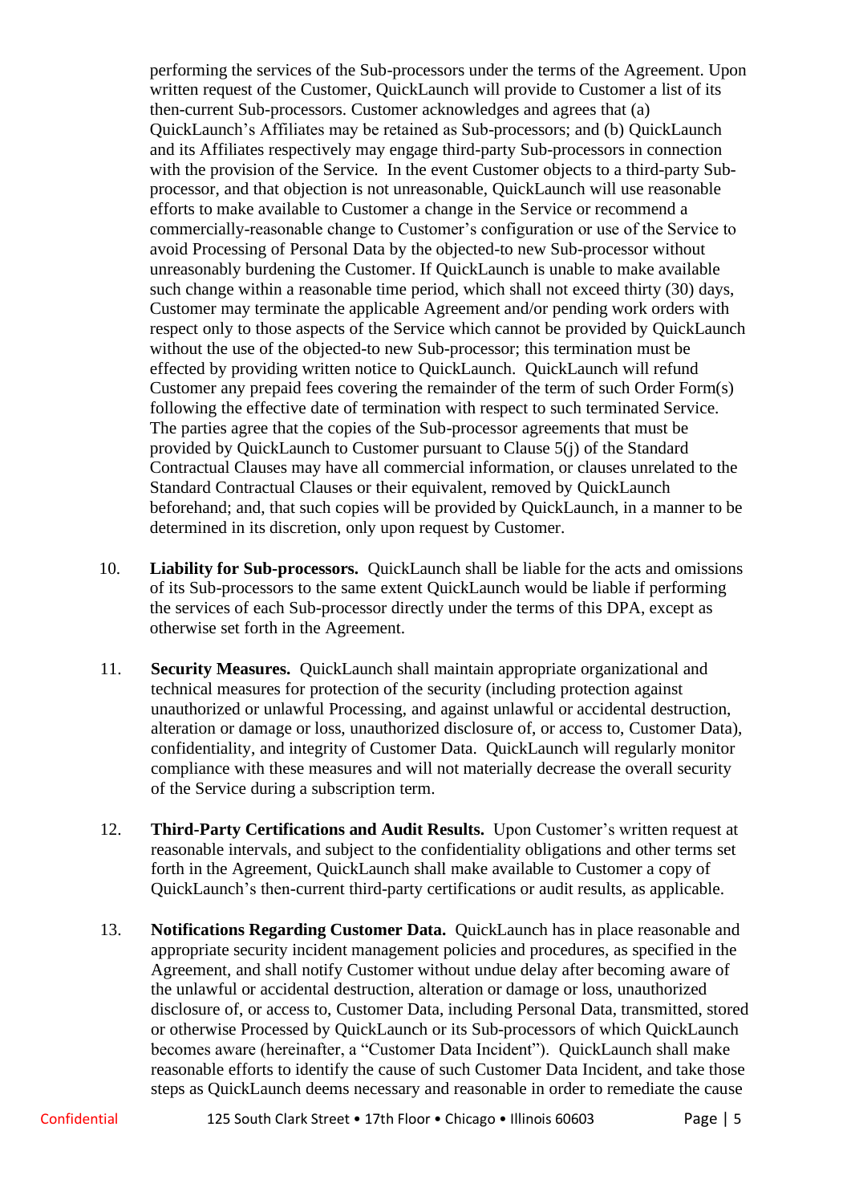performing the services of the Sub-processors under the terms of the Agreement. Upon written request of the Customer, QuickLaunch will provide to Customer a list of its then-current Sub-processors. Customer acknowledges and agrees that (a) QuickLaunch's Affiliates may be retained as Sub-processors; and (b) QuickLaunch and its Affiliates respectively may engage third-party Sub-processors in connection with the provision of the Service. In the event Customer objects to a third-party Sub-processor, and that objection is not unreasonable, QuickLaunch will use reasonable efforts to make available to Customer a change in the Service or recommend a commercially-reasonable change to Customer's configuration or use of the Service to avoid Processing of Personal Data by the objected-to new Sub-processor without unreasonably burdening the Customer. If QuickLaunch is unable to make available such change within a reasonable time period, which shall not exceed thirty (30) days, Customer may terminate the applicable Agreement and/or pending work orders with respect only to those aspects of the Service which cannot be provided by QuickLaunch without the use of the objected-to new Sub-processor; this termination must be effected by providing written notice to QuickLaunch. QuickLaunch will refund Customer any prepaid fees covering the remainder of the term of such Order Form(s) following the effective date of termination with respect to such terminated Service. The parties agree that the copies of the Sub-processor agreements that must be provided by QuickLaunch to Customer pursuant to Clause 5(j) of the Standard Contractual Clauses may have all commercial information, or clauses unrelated to the Standard Contractual Clauses or their equivalent, removed by QuickLaunch beforehand; and, that such copies will be provided by QuickLaunch, in a manner to be determined in its discretion, only upon request by Customer.

10. **Liability for Sub-processors.** QuickLaunch shall be liable for the acts and omissions of its Sub-processors to the same extent QuickLaunch would be liable if performing the services of each Sub-processor directly under the terms of this DPA, except as otherwise set forth in the Agreement.

11. **Security Measures.** QuickLaunch shall maintain appropriate organizational and technical measures for protection of the security (including protection against unauthorized or unlawful Processing, and against unlawful or accidental destruction, alteration or damage or loss, unauthorized disclosure of, or access to, Customer Data), confidentiality, and integrity of Customer Data. QuickLaunch will regularly monitor compliance with these measures and will not materially decrease the overall security of the Service during a subscription term.

12. **Third-Party Certifications and Audit Results.** Upon Customer's written request at reasonable intervals, and subject to the confidentiality obligations and other terms set forth in the Agreement, QuickLaunch shall make available to Customer a copy of QuickLaunch's then-current third-party certifications or audit results, as applicable.

13. **Notifications Regarding Customer Data.** QuickLaunch has in place reasonable and appropriate security incident management policies and procedures, as specified in the Agreement, and shall notify Customer without undue delay after becoming aware of the unlawful or accidental destruction, alteration or damage or loss, unauthorized disclosure of, or access to, Customer Data, including Personal Data, transmitted, stored or otherwise Processed by QuickLaunch or its Sub-processors of which QuickLaunch becomes aware (hereinafter, a "Customer Data Incident"). QuickLaunch shall make reasonable efforts to identify the cause of such Customer Data Incident, and take those steps as QuickLaunch deems necessary and reasonable in order to remediate the cause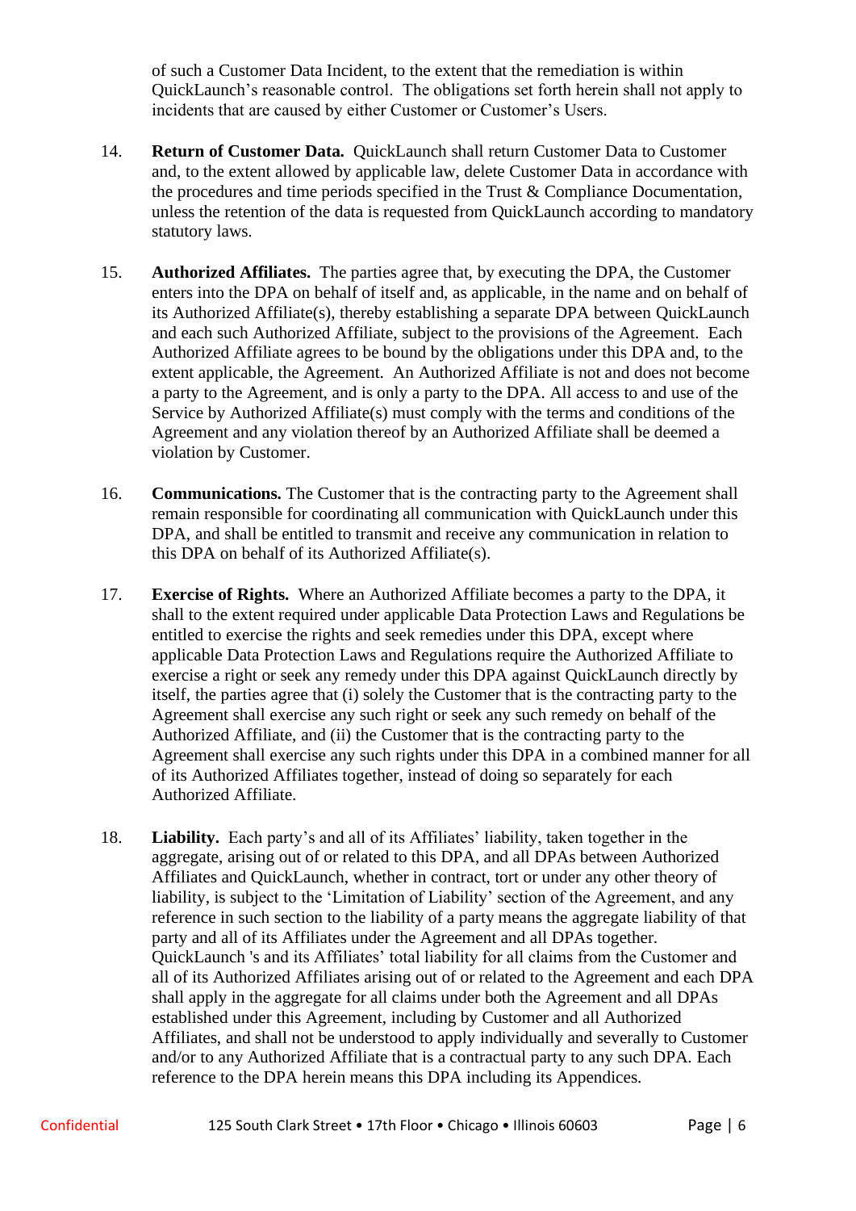of such a Customer Data Incident, to the extent that the remediation is within QuickLaunch's reasonable control. The obligations set forth herein shall not apply to incidents that are caused by either Customer or Customer's Users.

14. **Return of Customer Data.** QuickLaunch shall return Customer Data to Customer and, to the extent allowed by applicable law, delete Customer Data in accordance with the procedures and time periods specified in the Trust & Compliance Documentation, unless the retention of the data is requested from QuickLaunch according to mandatory statutory laws.

15. **Authorized Affiliates.** The parties agree that, by executing the DPA, the Customer enters into the DPA on behalf of itself and, as applicable, in the name and on behalf of its Authorized Affiliate(s), thereby establishing a separate DPA between QuickLaunch and each such Authorized Affiliate, subject to the provisions of the Agreement. Each Authorized Affiliate agrees to be bound by the obligations under this DPA and, to the extent applicable, the Agreement. An Authorized Affiliate is not and does not become a party to the Agreement, and is only a party to the DPA. All access to and use of the Service by Authorized Affiliate(s) must comply with the terms and conditions of the Agreement and any violation thereof by an Authorized Affiliate shall be deemed a violation by Customer.

16. **Communications.** The Customer that is the contracting party to the Agreement shall remain responsible for coordinating all communication with QuickLaunch under this DPA, and shall be entitled to transmit and receive any communication in relation to this DPA on behalf of its Authorized Affiliate(s).

17. **Exercise of Rights.** Where an Authorized Affiliate becomes a party to the DPA, it shall to the extent required under applicable Data Protection Laws and Regulations be entitled to exercise the rights and seek remedies under this DPA, except where applicable Data Protection Laws and Regulations require the Authorized Affiliate to exercise a right or seek any remedy under this DPA against QuickLaunch directly by itself, the parties agree that (i) solely the Customer that is the contracting party to the Agreement shall exercise any such right or seek any such remedy on behalf of the Authorized Affiliate, and (ii) the Customer that is the contracting party to the Agreement shall exercise any such rights under this DPA in a combined manner for all of its Authorized Affiliates together, instead of doing so separately for each Authorized Affiliate.

18. **Liability.** Each party's and all of its Affiliates' liability, taken together in the aggregate, arising out of or related to this DPA, and all DPAs between Authorized Affiliates and QuickLaunch, whether in contract, tort or under any other theory of liability, is subject to the 'Limitation of Liability' section of the Agreement, and any reference in such section to the liability of a party means the aggregate liability of that party and all of its Affiliates under the Agreement and all DPAs together. QuickLaunch 's and its Affiliates' total liability for all claims from the Customer and all of its Authorized Affiliates arising out of or related to the Agreement and each DPA shall apply in the aggregate for all claims under both the Agreement and all DPAs established under this Agreement, including by Customer and all Authorized Affiliates, and shall not be understood to apply individually and severally to Customer and/or to any Authorized Affiliate that is a contractual party to any such DPA. Each reference to the DPA herein means this DPA including its Appendices.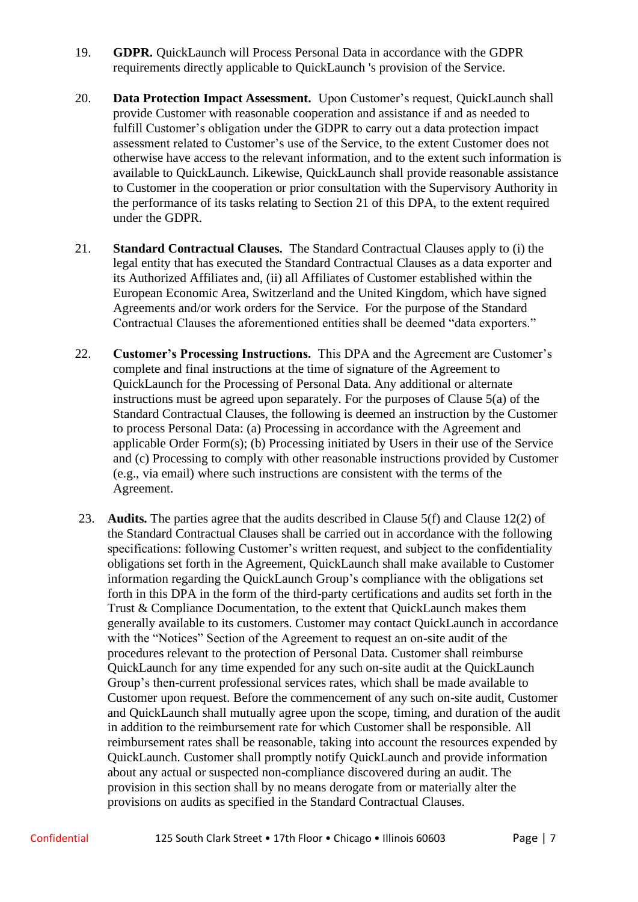19. **GDPR.** QuickLaunch will Process Personal Data in accordance with the GDPR requirements directly applicable to QuickLaunch 's provision of the Service.

20. **Data Protection Impact Assessment.** Upon Customer's request, QuickLaunch shall provide Customer with reasonable cooperation and assistance if and as needed to fulfill Customer's obligation under the GDPR to carry out a data protection impact assessment related to Customer's use of the Service, to the extent Customer does not otherwise have access to the relevant information, and to the extent such information is available to QuickLaunch. Likewise, QuickLaunch shall provide reasonable assistance to Customer in the cooperation or prior consultation with the Supervisory Authority in the performance of its tasks relating to Section 21 of this DPA, to the extent required under the GDPR.

21. **Standard Contractual Clauses.** The Standard Contractual Clauses apply to (i) the legal entity that has executed the Standard Contractual Clauses as a data exporter and its Authorized Affiliates and, (ii) all Affiliates of Customer established within the European Economic Area, Switzerland and the United Kingdom, which have signed Agreements and/or work orders for the Service. For the purpose of the Standard Contractual Clauses the aforementioned entities shall be deemed "data exporters."

22. **Customer's Processing Instructions.** This DPA and the Agreement are Customer's complete and final instructions at the time of signature of the Agreement to QuickLaunch for the Processing of Personal Data. Any additional or alternate instructions must be agreed upon separately. For the purposes of Clause 5(a) of the Standard Contractual Clauses, the following is deemed an instruction by the Customer to process Personal Data: (a) Processing in accordance with the Agreement and applicable Order Form(s); (b) Processing initiated by Users in their use of the Service and (c) Processing to comply with other reasonable instructions provided by Customer (e.g., via email) where such instructions are consistent with the terms of the Agreement.

23. **Audits.** The parties agree that the audits described in Clause 5(f) and Clause 12(2) of the Standard Contractual Clauses shall be carried out in accordance with the following specifications: following Customer's written request, and subject to the confidentiality obligations set forth in the Agreement, QuickLaunch shall make available to Customer information regarding the QuickLaunch Group's compliance with the obligations set forth in this DPA in the form of the third-party certifications and audits set forth in the Trust & Compliance Documentation, to the extent that QuickLaunch makes them generally available to its customers. Customer may contact QuickLaunch in accordance with the "Notices" Section of the Agreement to request an on-site audit of the procedures relevant to the protection of Personal Data. Customer shall reimburse QuickLaunch for any time expended for any such on-site audit at the QuickLaunch Group's then-current professional services rates, which shall be made available to Customer upon request. Before the commencement of any such on-site audit, Customer and QuickLaunch shall mutually agree upon the scope, timing, and duration of the audit in addition to the reimbursement rate for which Customer shall be responsible. All reimbursement rates shall be reasonable, taking into account the resources expended by QuickLaunch. Customer shall promptly notify QuickLaunch and provide information about any actual or suspected non-compliance discovered during an audit. The provision in this section shall by no means derogate from or materially alter the provisions on audits as specified in the Standard Contractual Clauses.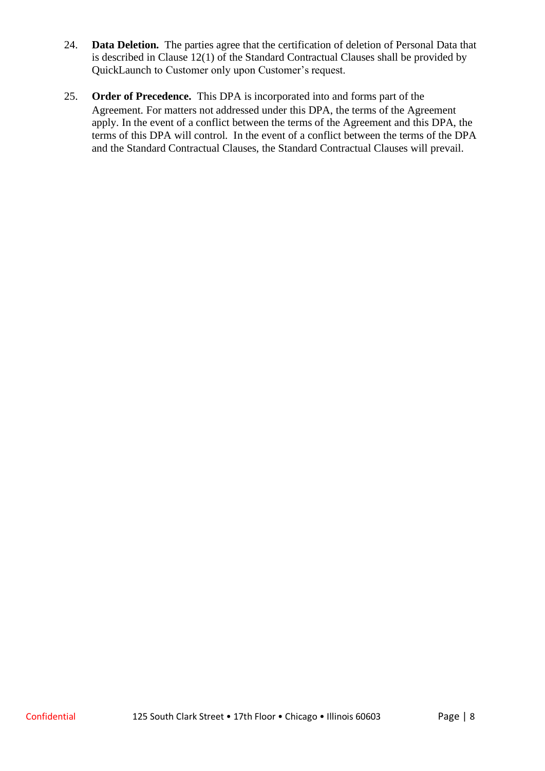24. **Data Deletion.** The parties agree that the certification of deletion of Personal Data that is described in Clause 12(1) of the Standard Contractual Clauses shall be provided by QuickLaunch to Customer only upon Customer's request.

25. **Order of Precedence.** This DPA is incorporated into and forms part of the Agreement. For matters not addressed under this DPA, the terms of the Agreement apply. In the event of a conflict between the terms of the Agreement and this DPA, the terms of this DPA will control. In the event of a conflict between the terms of the DPA and the Standard Contractual Clauses, the Standard Contractual Clauses will prevail.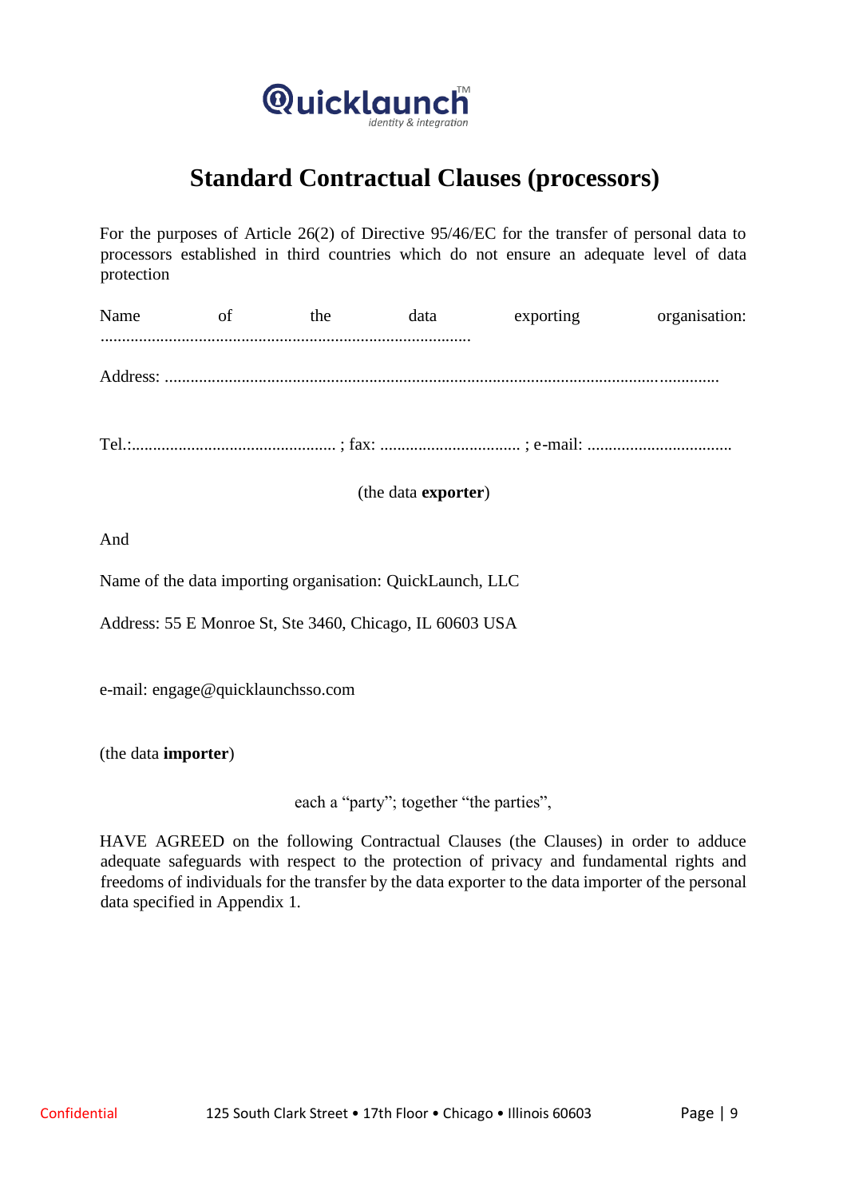# Standard Contractual Clauses (processors)

For the purposes of Article 26(2) of Directive 95/46/EC for the transfer of personal data to processors established in third countries which do not ensure an adequate level of data protection

Name of the data exporting organisation: ......................................................................................

Address: ...................................................................................................................................

Tel.:................................................ ; fax: ................................ ; e-mail: .................................

(the data **exporter**)

And

Name of the data importing organisation: QuickLaunch, LLC

Address: 55 E Monroe St, Ste 3460, Chicago, IL 60603 USA

e-mail: engage@quicklaunchsso.com

(the data **importer**)

each a "party"; together "the parties",

HAVE AGREED on the following Contractual Clauses (the Clauses) in order to adduce adequate safeguards with respect to the protection of privacy and fundamental rights and freedoms of individuals for the transfer by the data exporter to the data importer of the personal data specified in Appendix 1.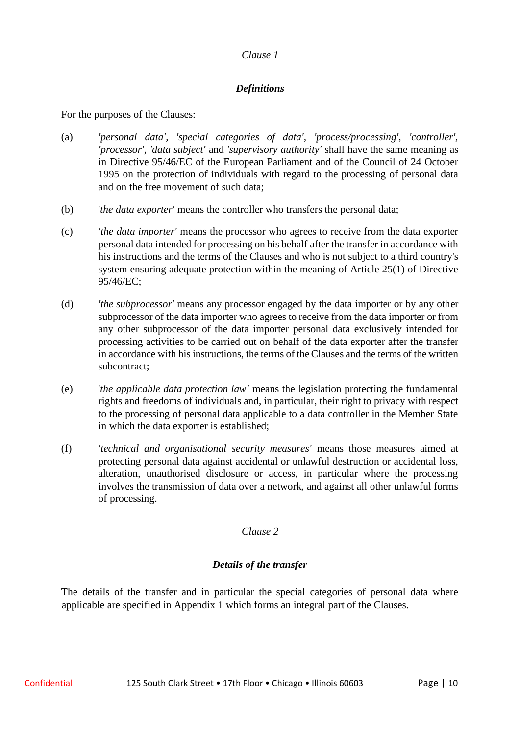*Clause 1*

***Definitions***

For the purposes of the Clauses:

(a) *'personal data'*, *'special categories of data'*, *'process/processing'*, *'controller'*, *'processor'*, *'data subject'* and *'supervisory authority'* shall have the same meaning as in Directive 95/46/EC of the European Parliament and of the Council of 24 October 1995 on the protection of individuals with regard to the processing of personal data and on the free movement of such data;

(b) '*the data exporter'* means the controller who transfers the personal data;

(c) *'the data importer'* means the processor who agrees to receive from the data exporter personal data intended for processing on his behalf after the transfer in accordance with his instructions and the terms of the Clauses and who is not subject to a third country's system ensuring adequate protection within the meaning of Article 25(1) of Directive 95/46/EC;

(d) *'the subprocessor'* means any processor engaged by the data importer or by any other subprocessor of the data importer who agrees to receive from the data importer or from any other subprocessor of the data importer personal data exclusively intended for processing activities to be carried out on behalf of the data exporter after the transfer in accordance with his instructions, the terms of the Clauses and the terms of the written subcontract;

(e) '*the applicable data protection law'* means the legislation protecting the fundamental rights and freedoms of individuals and, in particular, their right to privacy with respect to the processing of personal data applicable to a data controller in the Member State in which the data exporter is established;

(f) *'technical and organisational security measures'* means those measures aimed at protecting personal data against accidental or unlawful destruction or accidental loss, alteration, unauthorised disclosure or access, in particular where the processing involves the transmission of data over a network, and against all other unlawful forms of processing.

*Clause 2*

***Details of the transfer***

The details of the transfer and in particular the special categories of personal data where applicable are specified in Appendix 1 which forms an integral part of the Clauses.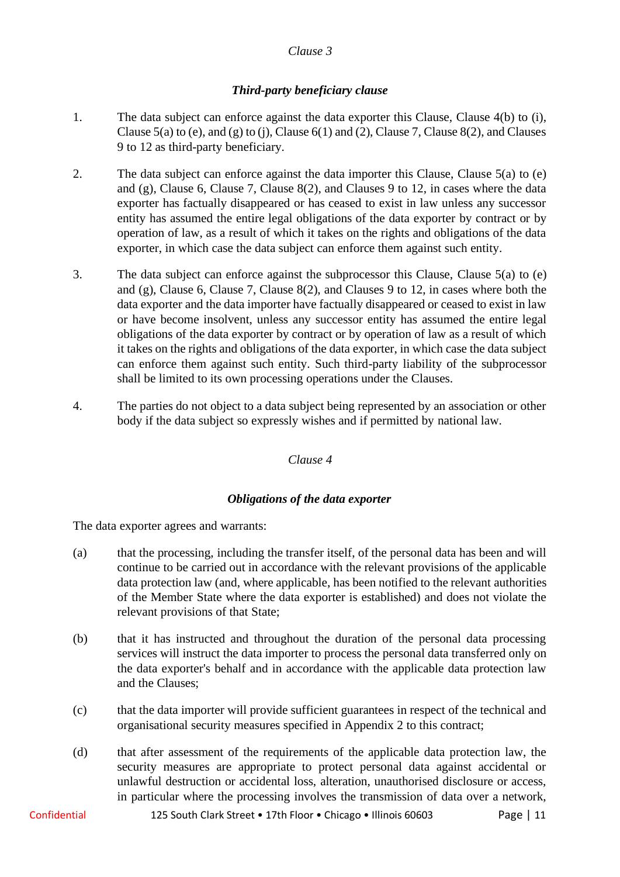*Clause 3*

***Third-party beneficiary clause***

1. The data subject can enforce against the data exporter this Clause, Clause 4(b) to (i), Clause 5(a) to (e), and (g) to (j), Clause 6(1) and (2), Clause 7, Clause 8(2), and Clauses 9 to 12 as third-party beneficiary.

2. The data subject can enforce against the data importer this Clause, Clause 5(a) to (e) and (g), Clause 6, Clause 7, Clause 8(2), and Clauses 9 to 12, in cases where the data exporter has factually disappeared or has ceased to exist in law unless any successor entity has assumed the entire legal obligations of the data exporter by contract or by operation of law, as a result of which it takes on the rights and obligations of the data exporter, in which case the data subject can enforce them against such entity.

3. The data subject can enforce against the subprocessor this Clause, Clause 5(a) to (e) and (g), Clause 6, Clause 7, Clause 8(2), and Clauses 9 to 12, in cases where both the data exporter and the data importer have factually disappeared or ceased to exist in law or have become insolvent, unless any successor entity has assumed the entire legal obligations of the data exporter by contract or by operation of law as a result of which it takes on the rights and obligations of the data exporter, in which case the data subject can enforce them against such entity. Such third-party liability of the subprocessor shall be limited to its own processing operations under the Clauses.

4. The parties do not object to a data subject being represented by an association or other body if the data subject so expressly wishes and if permitted by national law.

*Clause 4*

***Obligations of the data exporter***

The data exporter agrees and warrants:

(a) that the processing, including the transfer itself, of the personal data has been and will continue to be carried out in accordance with the relevant provisions of the applicable data protection law (and, where applicable, has been notified to the relevant authorities of the Member State where the data exporter is established) and does not violate the relevant provisions of that State;

(b) that it has instructed and throughout the duration of the personal data processing services will instruct the data importer to process the personal data transferred only on the data exporter's behalf and in accordance with the applicable data protection law and the Clauses;

(c) that the data importer will provide sufficient guarantees in respect of the technical and organisational security measures specified in Appendix 2 to this contract;

(d) that after assessment of the requirements of the applicable data protection law, the security measures are appropriate to protect personal data against accidental or unlawful destruction or accidental loss, alteration, unauthorised disclosure or access, in particular where the processing involves the transmission of data over a network,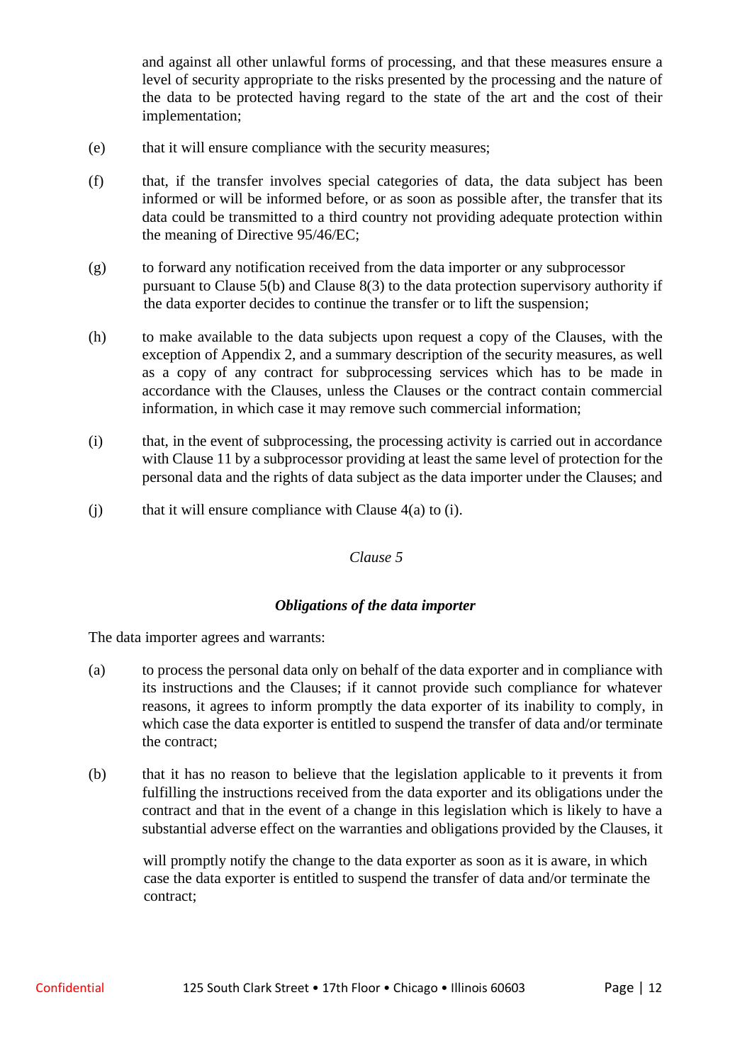and against all other unlawful forms of processing, and that these measures ensure a level of security appropriate to the risks presented by the processing and the nature of the data to be protected having regard to the state of the art and the cost of their implementation;

(e) that it will ensure compliance with the security measures;

(f) that, if the transfer involves special categories of data, the data subject has been informed or will be informed before, or as soon as possible after, the transfer that its data could be transmitted to a third country not providing adequate protection within the meaning of Directive 95/46/EC;

(g) to forward any notification received from the data importer or any subprocessor pursuant to Clause 5(b) and Clause 8(3) to the data protection supervisory authority if the data exporter decides to continue the transfer or to lift the suspension;

(h) to make available to the data subjects upon request a copy of the Clauses, with the exception of Appendix 2, and a summary description of the security measures, as well as a copy of any contract for subprocessing services which has to be made in accordance with the Clauses, unless the Clauses or the contract contain commercial information, in which case it may remove such commercial information;

(i) that, in the event of subprocessing, the processing activity is carried out in accordance with Clause 11 by a subprocessor providing at least the same level of protection for the personal data and the rights of data subject as the data importer under the Clauses; and

(j) that it will ensure compliance with Clause 4(a) to (i).

*Clause 5*

***Obligations of the data importer***

The data importer agrees and warrants:

(a) to process the personal data only on behalf of the data exporter and in compliance with its instructions and the Clauses; if it cannot provide such compliance for whatever reasons, it agrees to inform promptly the data exporter of its inability to comply, in which case the data exporter is entitled to suspend the transfer of data and/or terminate the contract;

(b) that it has no reason to believe that the legislation applicable to it prevents it from fulfilling the instructions received from the data exporter and its obligations under the contract and that in the event of a change in this legislation which is likely to have a substantial adverse effect on the warranties and obligations provided by the Clauses, it will promptly notify the change to the data exporter as soon as it is aware, in which case the data exporter is entitled to suspend the transfer of data and/or terminate the contract;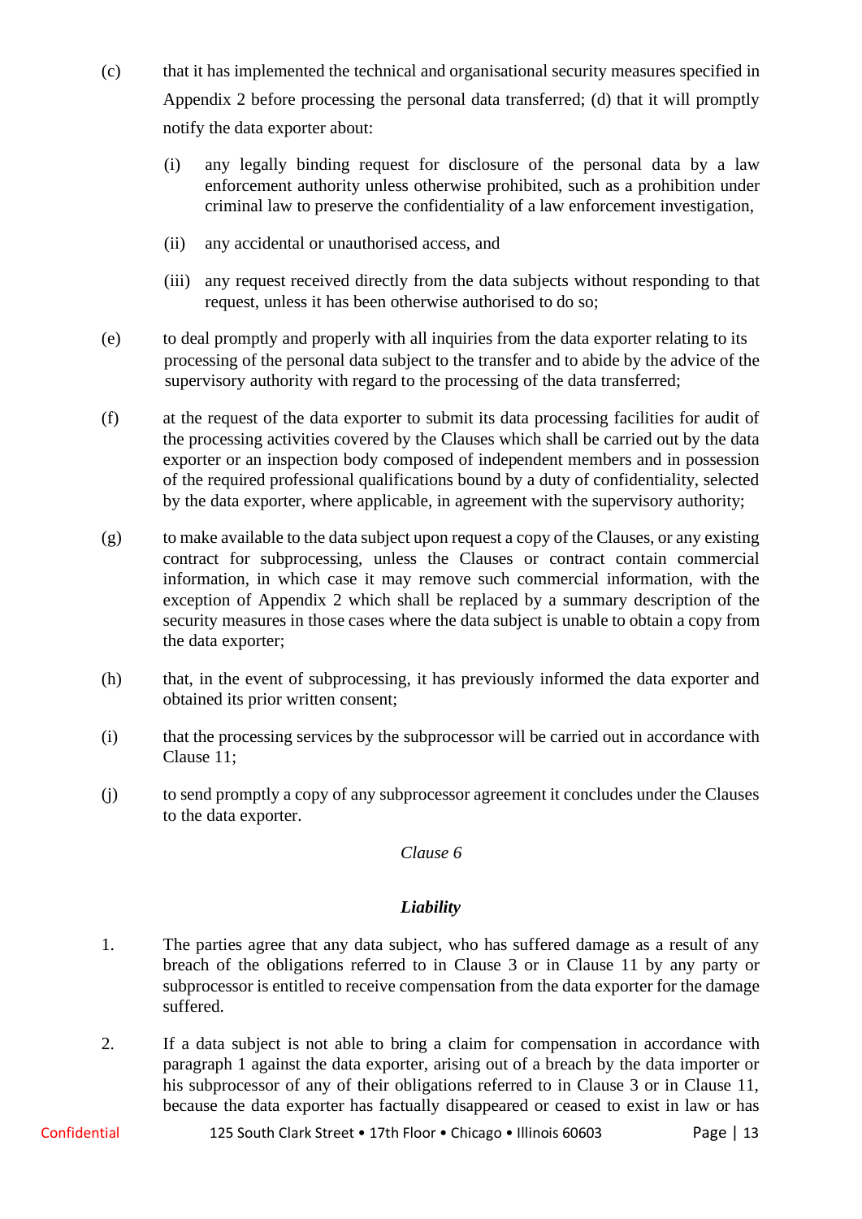(c) that it has implemented the technical and organisational security measures specified in Appendix 2 before processing the personal data transferred; (d) that it will promptly notify the data exporter about:

  (i) any legally binding request for disclosure of the personal data by a law enforcement authority unless otherwise prohibited, such as a prohibition under criminal law to preserve the confidentiality of a law enforcement investigation,

  (ii) any accidental or unauthorised access, and

  (iii) any request received directly from the data subjects without responding to that request, unless it has been otherwise authorised to do so;

(e) to deal promptly and properly with all inquiries from the data exporter relating to its processing of the personal data subject to the transfer and to abide by the advice of the supervisory authority with regard to the processing of the data transferred;

(f) at the request of the data exporter to submit its data processing facilities for audit of the processing activities covered by the Clauses which shall be carried out by the data exporter or an inspection body composed of independent members and in possession of the required professional qualifications bound by a duty of confidentiality, selected by the data exporter, where applicable, in agreement with the supervisory authority;

(g) to make available to the data subject upon request a copy of the Clauses, or any existing contract for subprocessing, unless the Clauses or contract contain commercial information, in which case it may remove such commercial information, with the exception of Appendix 2 which shall be replaced by a summary description of the security measures in those cases where the data subject is unable to obtain a copy from the data exporter;

(h) that, in the event of subprocessing, it has previously informed the data exporter and obtained its prior written consent;

(i) that the processing services by the subprocessor will be carried out in accordance with Clause 11;

(j) to send promptly a copy of any subprocessor agreement it concludes under the Clauses to the data exporter.

*Clause 6*

***Liability***

1. The parties agree that any data subject, who has suffered damage as a result of any breach of the obligations referred to in Clause 3 or in Clause 11 by any party or subprocessor is entitled to receive compensation from the data exporter for the damage suffered.

2. If a data subject is not able to bring a claim for compensation in accordance with paragraph 1 against the data exporter, arising out of a breach by the data importer or his subprocessor of any of their obligations referred to in Clause 3 or in Clause 11, because the data exporter has factually disappeared or ceased to exist in law or has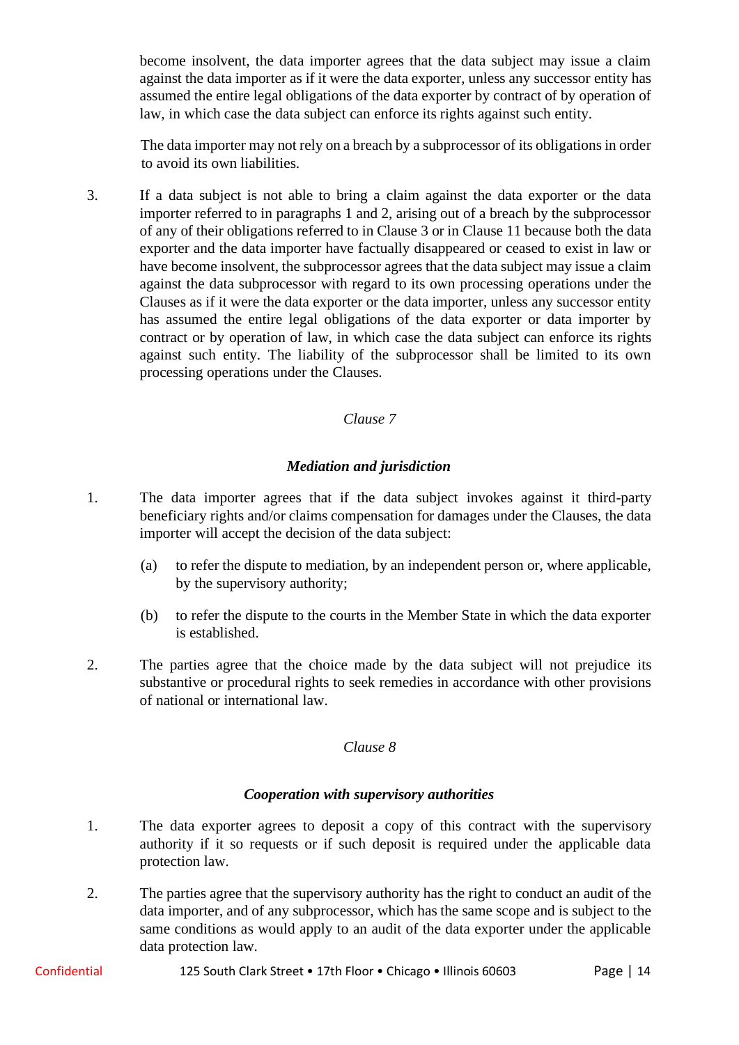become insolvent, the data importer agrees that the data subject may issue a claim against the data importer as if it were the data exporter, unless any successor entity has assumed the entire legal obligations of the data exporter by contract of by operation of law, in which case the data subject can enforce its rights against such entity.

The data importer may not rely on a breach by a subprocessor of its obligations in order to avoid its own liabilities.

3. If a data subject is not able to bring a claim against the data exporter or the data importer referred to in paragraphs 1 and 2, arising out of a breach by the subprocessor of any of their obligations referred to in Clause 3 or in Clause 11 because both the data exporter and the data importer have factually disappeared or ceased to exist in law or have become insolvent, the subprocessor agrees that the data subject may issue a claim against the data subprocessor with regard to its own processing operations under the Clauses as if it were the data exporter or the data importer, unless any successor entity has assumed the entire legal obligations of the data exporter or data importer by contract or by operation of law, in which case the data subject can enforce its rights against such entity. The liability of the subprocessor shall be limited to its own processing operations under the Clauses.

*Clause 7*

***Mediation and jurisdiction***

1. The data importer agrees that if the data subject invokes against it third-party beneficiary rights and/or claims compensation for damages under the Clauses, the data importer will accept the decision of the data subject:

   (a) to refer the dispute to mediation, by an independent person or, where applicable, by the supervisory authority;

   (b) to refer the dispute to the courts in the Member State in which the data exporter is established.

2. The parties agree that the choice made by the data subject will not prejudice its substantive or procedural rights to seek remedies in accordance with other provisions of national or international law.

*Clause 8*

***Cooperation with supervisory authorities***

1. The data exporter agrees to deposit a copy of this contract with the supervisory authority if it so requests or if such deposit is required under the applicable data protection law.

2. The parties agree that the supervisory authority has the right to conduct an audit of the data importer, and of any subprocessor, which has the same scope and is subject to the same conditions as would apply to an audit of the data exporter under the applicable data protection law.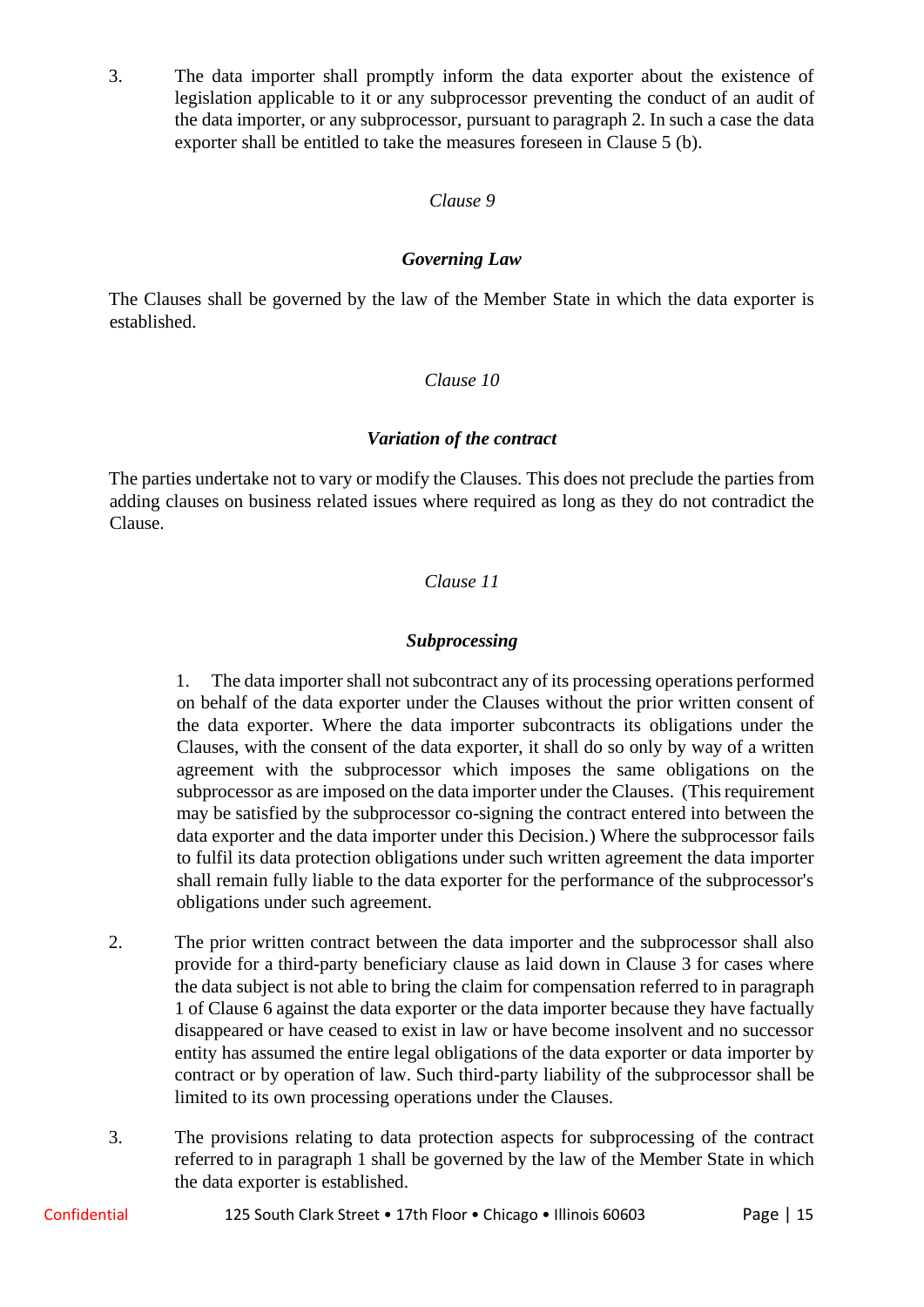3. The data importer shall promptly inform the data exporter about the existence of legislation applicable to it or any subprocessor preventing the conduct of an audit of the data importer, or any subprocessor, pursuant to paragraph 2. In such a case the data exporter shall be entitled to take the measures foreseen in Clause 5 (b).

*Clause 9*

***Governing Law***

The Clauses shall be governed by the law of the Member State in which the data exporter is established.

*Clause 10*

***Variation of the contract***

The parties undertake not to vary or modify the Clauses. This does not preclude the parties from adding clauses on business related issues where required as long as they do not contradict the Clause.

*Clause 11*

***Subprocessing***

1. The data importer shall not subcontract any of its processing operations performed on behalf of the data exporter under the Clauses without the prior written consent of the data exporter. Where the data importer subcontracts its obligations under the Clauses, with the consent of the data exporter, it shall do so only by way of a written agreement with the subprocessor which imposes the same obligations on the subprocessor as are imposed on the data importer under the Clauses. (This requirement may be satisfied by the subprocessor co-signing the contract entered into between the data exporter and the data importer under this Decision.) Where the subprocessor fails to fulfil its data protection obligations under such written agreement the data importer shall remain fully liable to the data exporter for the performance of the subprocessor's obligations under such agreement.

2. The prior written contract between the data importer and the subprocessor shall also provide for a third-party beneficiary clause as laid down in Clause 3 for cases where the data subject is not able to bring the claim for compensation referred to in paragraph 1 of Clause 6 against the data exporter or the data importer because they have factually disappeared or have ceased to exist in law or have become insolvent and no successor entity has assumed the entire legal obligations of the data exporter or data importer by contract or by operation of law. Such third-party liability of the subprocessor shall be limited to its own processing operations under the Clauses.

3. The provisions relating to data protection aspects for subprocessing of the contract referred to in paragraph 1 shall be governed by the law of the Member State in which the data exporter is established.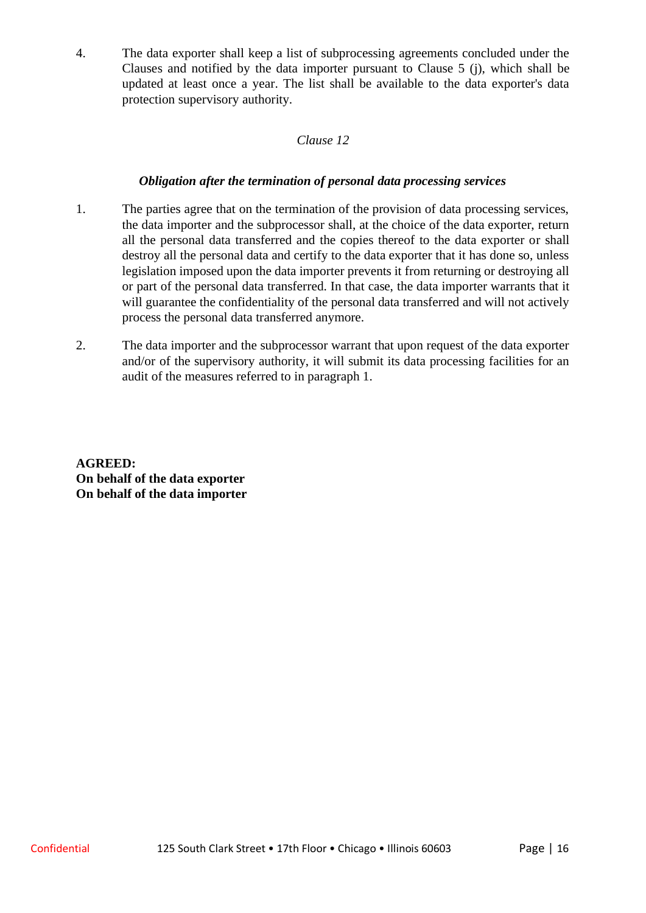4. The data exporter shall keep a list of subprocessing agreements concluded under the Clauses and notified by the data importer pursuant to Clause 5 (j), which shall be updated at least once a year. The list shall be available to the data exporter's data protection supervisory authority.

*Clause 12*

***Obligation after the termination of personal data processing services***

1. The parties agree that on the termination of the provision of data processing services, the data importer and the subprocessor shall, at the choice of the data exporter, return all the personal data transferred and the copies thereof to the data exporter or shall destroy all the personal data and certify to the data exporter that it has done so, unless legislation imposed upon the data importer prevents it from returning or destroying all or part of the personal data transferred. In that case, the data importer warrants that it will guarantee the confidentiality of the personal data transferred and will not actively process the personal data transferred anymore.

2. The data importer and the subprocessor warrant that upon request of the data exporter and/or of the supervisory authority, it will submit its data processing facilities for an audit of the measures referred to in paragraph 1.

**AGREED:**
**On behalf of the data exporter**
**On behalf of the data importer**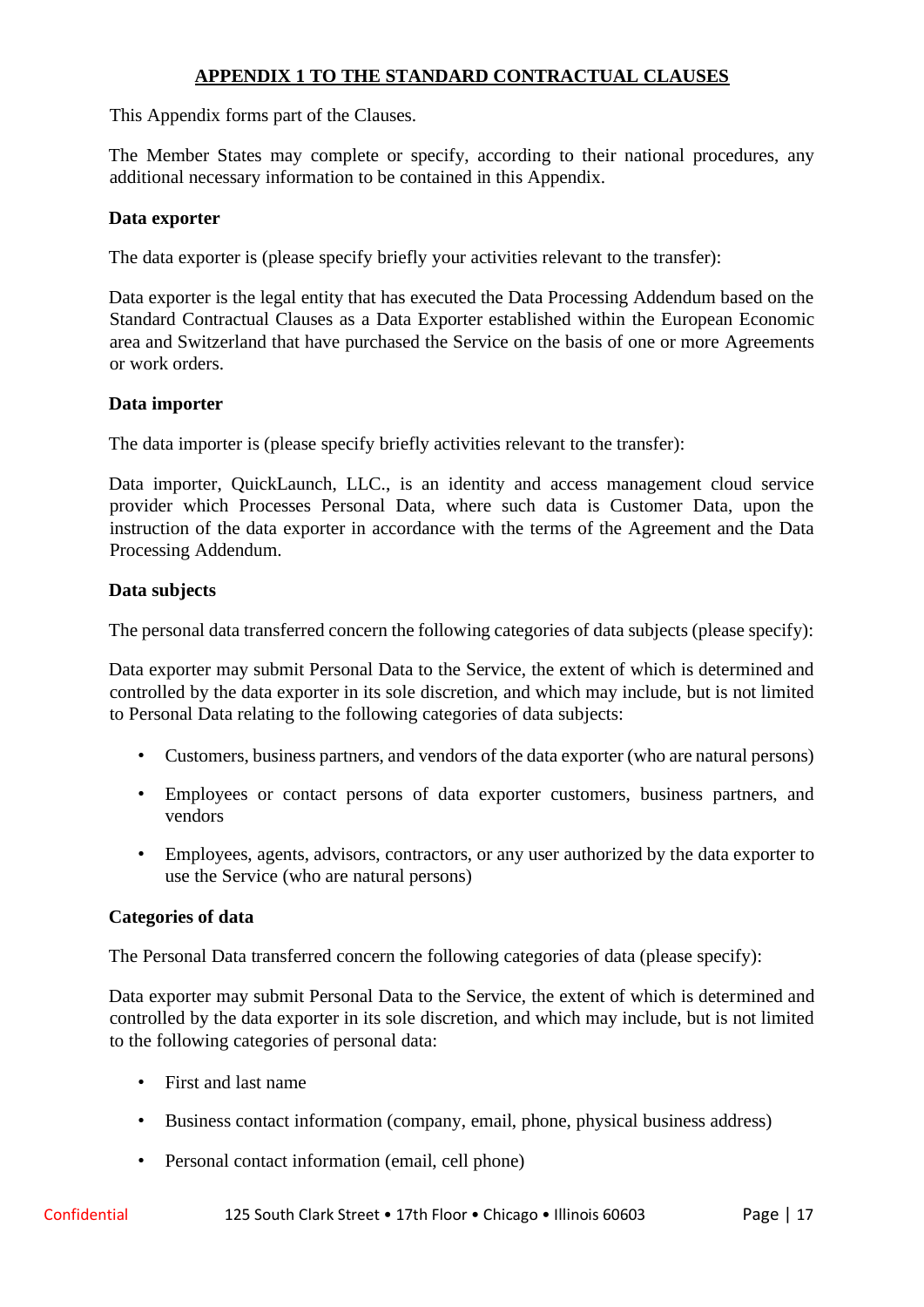## APPENDIX 1 TO THE STANDARD CONTRACTUAL CLAUSES

This Appendix forms part of the Clauses.

The Member States may complete or specify, according to their national procedures, any additional necessary information to be contained in this Appendix.

**Data exporter**

The data exporter is (please specify briefly your activities relevant to the transfer):

Data exporter is the legal entity that has executed the Data Processing Addendum based on the Standard Contractual Clauses as a Data Exporter established within the European Economic area and Switzerland that have purchased the Service on the basis of one or more Agreements or work orders.

**Data importer**

The data importer is (please specify briefly activities relevant to the transfer):

Data importer, QuickLaunch, LLC., is an identity and access management cloud service provider which Processes Personal Data, where such data is Customer Data, upon the instruction of the data exporter in accordance with the terms of the Agreement and the Data Processing Addendum.

**Data subjects**

The personal data transferred concern the following categories of data subjects (please specify):

Data exporter may submit Personal Data to the Service, the extent of which is determined and controlled by the data exporter in its sole discretion, and which may include, but is not limited to Personal Data relating to the following categories of data subjects:

- Customers, business partners, and vendors of the data exporter (who are natural persons)
- Employees or contact persons of data exporter customers, business partners, and vendors
- Employees, agents, advisors, contractors, or any user authorized by the data exporter to use the Service (who are natural persons)

**Categories of data**

The Personal Data transferred concern the following categories of data (please specify):

Data exporter may submit Personal Data to the Service, the extent of which is determined and controlled by the data exporter in its sole discretion, and which may include, but is not limited to the following categories of personal data:

- First and last name
- Business contact information (company, email, phone, physical business address)
- Personal contact information (email, cell phone)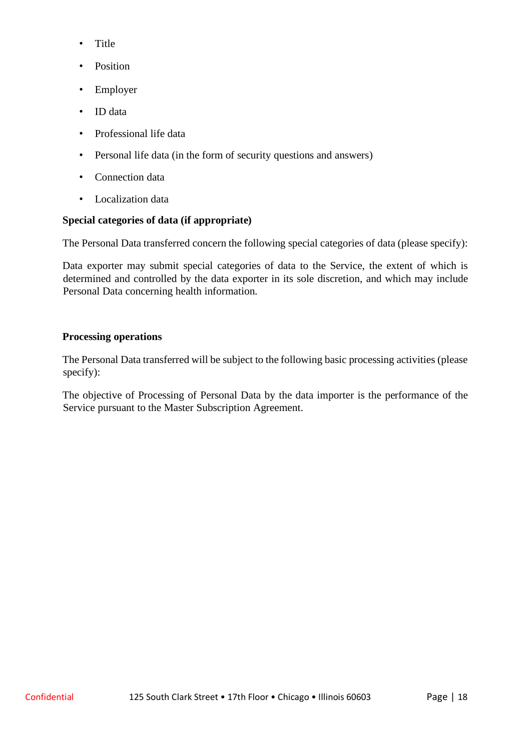- Title
- Position
- Employer
- ID data
- Professional life data
- Personal life data (in the form of security questions and answers)
- Connection data
- Localization data

**Special categories of data (if appropriate)**

The Personal Data transferred concern the following special categories of data (please specify):

Data exporter may submit special categories of data to the Service, the extent of which is determined and controlled by the data exporter in its sole discretion, and which may include Personal Data concerning health information.

**Processing operations**

The Personal Data transferred will be subject to the following basic processing activities (please specify):

The objective of Processing of Personal Data by the data importer is the performance of the Service pursuant to the Master Subscription Agreement.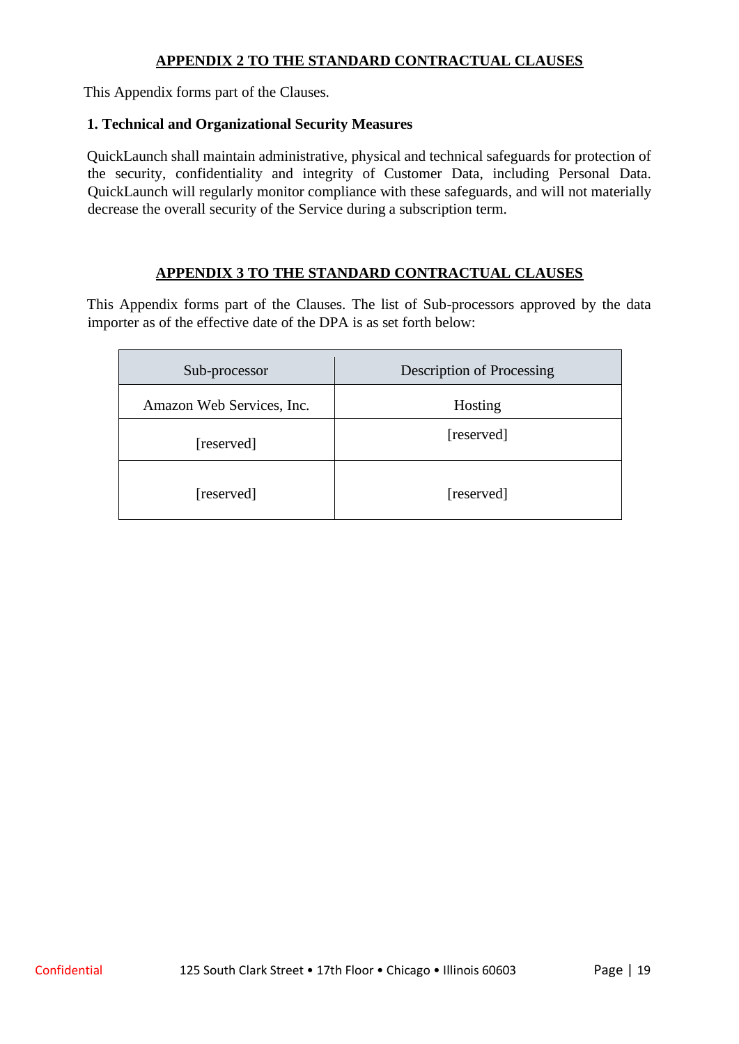## APPENDIX 2 TO THE STANDARD CONTRACTUAL CLAUSES

This Appendix forms part of the Clauses.

**1. Technical and Organizational Security Measures**

QuickLaunch shall maintain administrative, physical and technical safeguards for protection of the security, confidentiality and integrity of Customer Data, including Personal Data. QuickLaunch will regularly monitor compliance with these safeguards, and will not materially decrease the overall security of the Service during a subscription term.

## APPENDIX 3 TO THE STANDARD CONTRACTUAL CLAUSES

This Appendix forms part of the Clauses. The list of Sub-processors approved by the data importer as of the effective date of the DPA is as set forth below:

| Sub-processor | Description of Processing |
|---|---|
| Amazon Web Services, Inc. | Hosting |
| [reserved] | [reserved] |
| [reserved] | [reserved] |